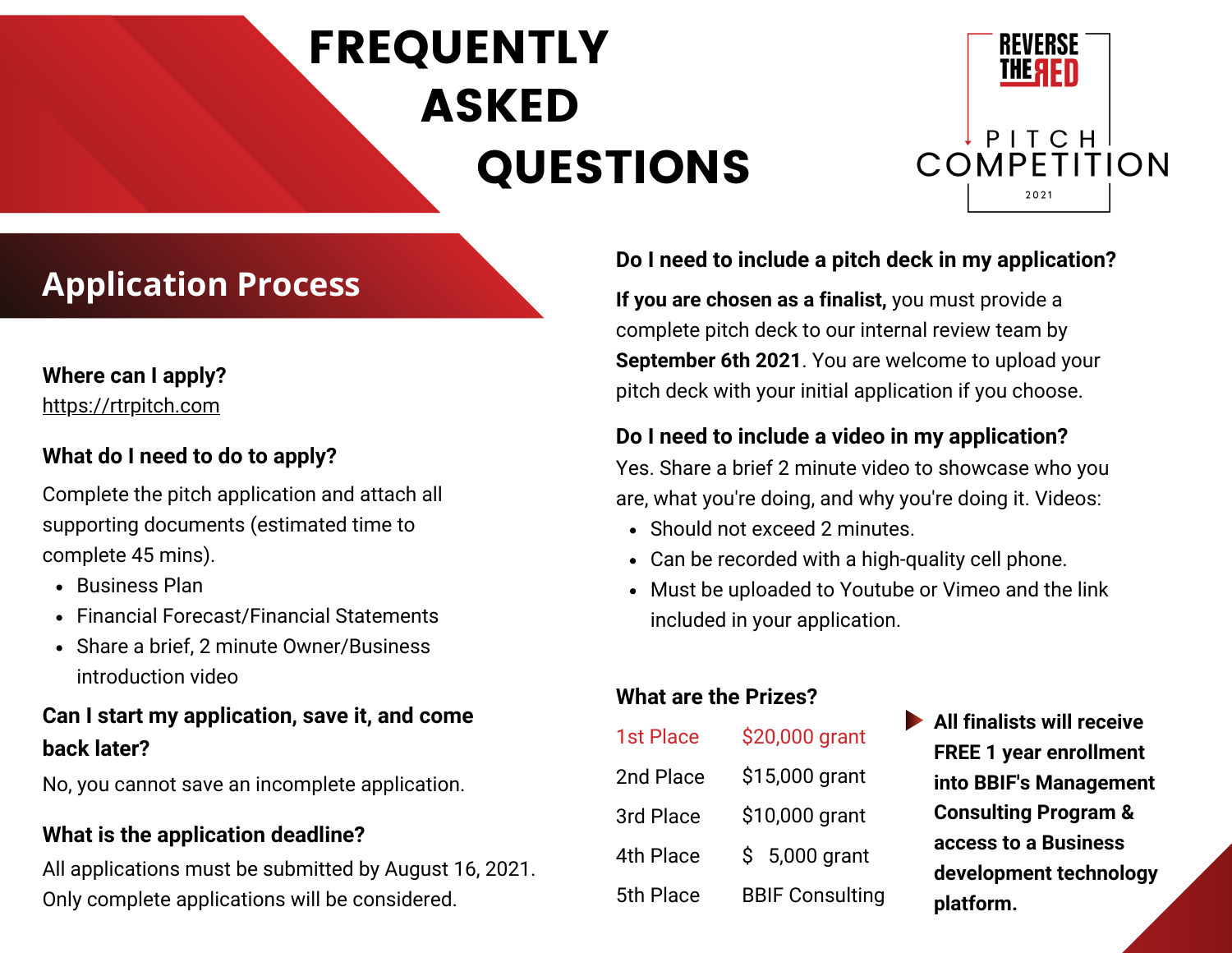# FREQUENTLY ASKED QUESTIONS

REVERSE THE RED
PITCH COMPETITION
2021

## Application Process

### Where can I apply?

https://rtrpitch.com

### What do I need to do to apply?

Complete the pitch application and attach all supporting documents (estimated time to complete 45 mins).

- Business Plan
- Financial Forecast/Financial Statements
- Share a brief, 2 minute Owner/Business introduction video

### Can I start my application, save it, and come back later?

No, you cannot save an incomplete application.

### What is the application deadline?

All applications must be submitted by August 16, 2021. Only complete applications will be considered.

### Do I need to include a pitch deck in my application?

**If you are chosen as a finalist,** you must provide a complete pitch deck to our internal review team by **September 6th 2021**. You are welcome to upload your pitch deck with your initial application if you choose.

### Do I need to include a video in my application?

Yes. Share a brief 2 minute video to showcase who you are, what you're doing, and why you're doing it. Videos:

- Should not exceed 2 minutes.
- Can be recorded with a high-quality cell phone.
- Must be uploaded to Youtube or Vimeo and the link included in your application.

### What are the Prizes?

| | |
|---|---|
| 1st Place | $20,000 grant |
| 2nd Place | $15,000 grant |
| 3rd Place | $10,000 grant |
| 4th Place | $ 5,000 grant |
| 5th Place | BBIF Consulting |

**All finalists will receive FREE 1 year enrollment into BBIF's Management Consulting Program & access to a Business development technology platform.**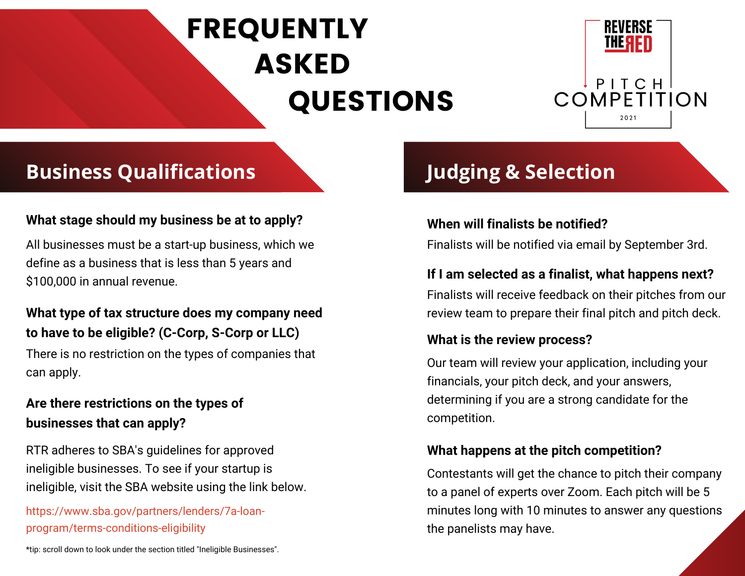# FREQUENTLY ASKED QUESTIONS

REVERSE THE RED

PITCH COMPETITION

2021

## Business Qualifications

**What stage should my business be at to apply?**

All businesses must be a start-up business, which we define as a business that is less than 5 years and $100,000 in annual revenue.

**What type of tax structure does my company need to have to be eligible? (C-Corp, S-Corp or LLC)**

There is no restriction on the types of companies that can apply.

**Are there restrictions on the types of businesses that can apply?**

RTR adheres to SBA's guidelines for approved ineligible businesses. To see if your startup is ineligible, visit the SBA website using the link below.

https://www.sba.gov/partners/lenders/7a-loan-program/terms-conditions-eligibility

*tip: scroll down to look under the section titled "Ineligible Businesses".

## Judging & Selection

**When will finalists be notified?**

Finalists will be notified via email by September 3rd.

**If I am selected as a finalist, what happens next?**

Finalists will receive feedback on their pitches from our review team to prepare their final pitch and pitch deck.

**What is the review process?**

Our team will review your application, including your financials, your pitch deck, and your answers, determining if you are a strong candidate for the competition.

**What happens at the pitch competition?**

Contestants will get the chance to pitch their company to a panel of experts over Zoom. Each pitch will be 5 minutes long with 10 minutes to answer any questions the panelists may have.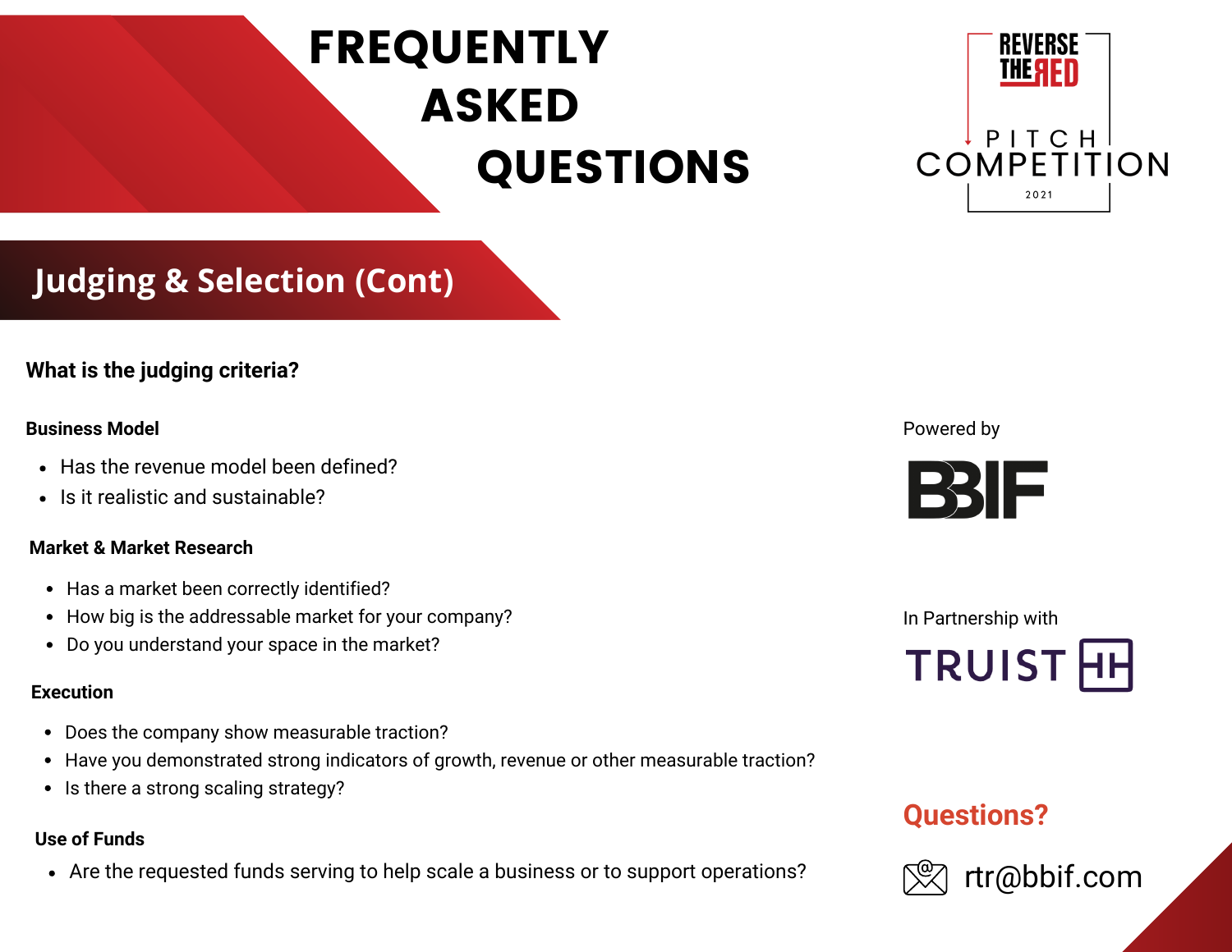# FREQUENTLY ASKED QUESTIONS

REVERSE THE RED
PITCH COMPETITION
2021

## Judging & Selection (Cont)

### What is the judging criteria?

**Business Model**

- Has the revenue model been defined?
- Is it realistic and sustainable?

**Market & Market Research**

- Has a market been correctly identified?
- How big is the addressable market for your company?
- Do you understand your space in the market?

**Execution**

- Does the company show measurable traction?
- Have you demonstrated strong indicators of growth, revenue or other measurable traction?
- Is there a strong scaling strategy?

**Use of Funds**

- Are the requested funds serving to help scale a business or to support operations?

Powered by

BBIF

In Partnership with

TRUIST

**Questions?**

rtr@bbif.com